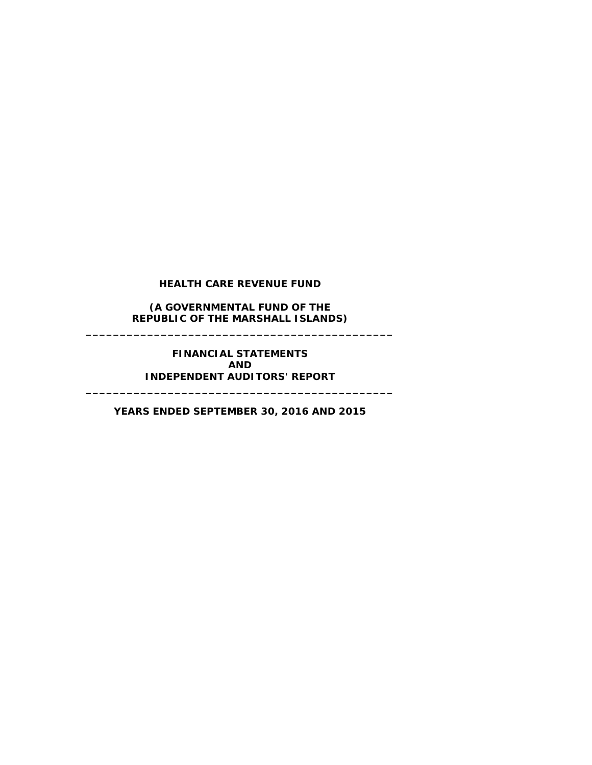# HEALTH CARE REVENUE FUND

**(A GOVERNMENTAL FUND OF THE REPUBLIC OF THE MARSHALL ISLANDS)**

---

**FINANCIAL STATEMENTS AND INDEPENDENT AUDITORS' REPORT**

---

**YEARS ENDED SEPTEMBER 30, 2016 AND 2015**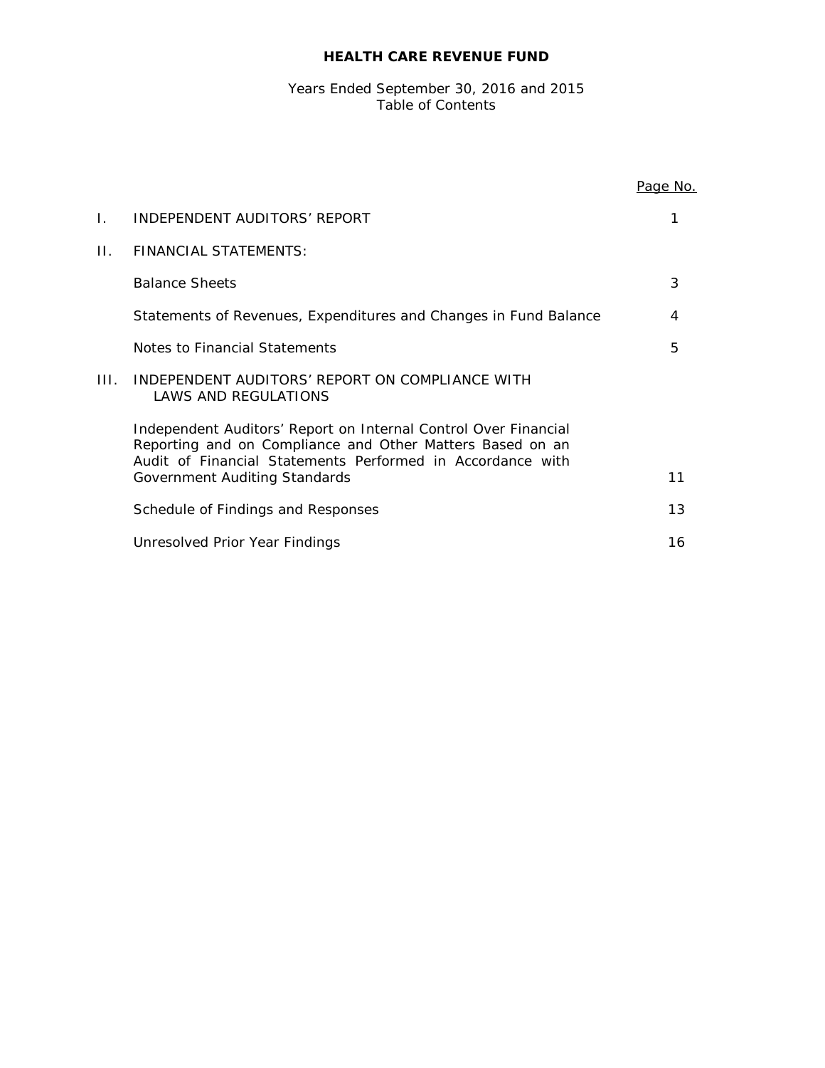# HEALTH CARE REVENUE FUND

Years Ended September 30, 2016 and 2015
Table of Contents

| | | Page No. |
|---|---|---|
| I. | INDEPENDENT AUDITORS' REPORT | 1 |
| II. | FINANCIAL STATEMENTS: | |
| | Balance Sheets | 3 |
| | Statements of Revenues, Expenditures and Changes in Fund Balance | 4 |
| | Notes to Financial Statements | 5 |
| III. | INDEPENDENT AUDITORS' REPORT ON COMPLIANCE WITH LAWS AND REGULATIONS | |
| | Independent Auditors' Report on Internal Control Over Financial Reporting and on Compliance and Other Matters Based on an Audit of Financial Statements Performed in Accordance with Government Auditing Standards | 11 |
| | Schedule of Findings and Responses | 13 |
| | Unresolved Prior Year Findings | 16 |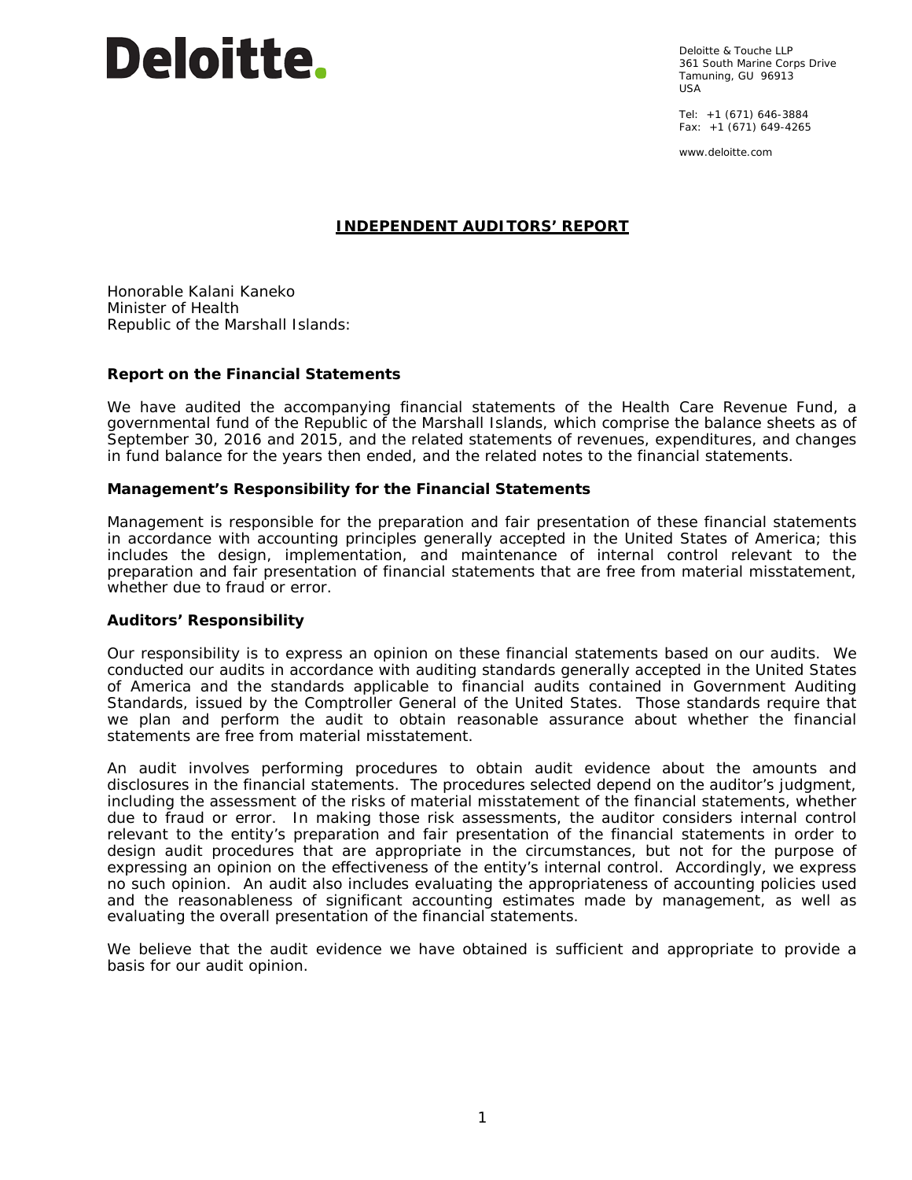Deloitte.

Deloitte & Touche LLP
361 South Marine Corps Drive
Tamuning, GU 96913
USA

Tel: +1 (671) 646-3884
Fax: +1 (671) 649-4265

www.deloitte.com

## INDEPENDENT AUDITORS' REPORT

Honorable Kalani Kaneko
Minister of Health
Republic of the Marshall Islands:

### Report on the Financial Statements

We have audited the accompanying financial statements of the Health Care Revenue Fund, a governmental fund of the Republic of the Marshall Islands, which comprise the balance sheets as of September 30, 2016 and 2015, and the related statements of revenues, expenditures, and changes in fund balance for the years then ended, and the related notes to the financial statements.

### Management's Responsibility for the Financial Statements

Management is responsible for the preparation and fair presentation of these financial statements in accordance with accounting principles generally accepted in the United States of America; this includes the design, implementation, and maintenance of internal control relevant to the preparation and fair presentation of financial statements that are free from material misstatement, whether due to fraud or error.

### Auditors' Responsibility

Our responsibility is to express an opinion on these financial statements based on our audits. We conducted our audits in accordance with auditing standards generally accepted in the United States of America and the standards applicable to financial audits contained in Government Auditing Standards, issued by the Comptroller General of the United States. Those standards require that we plan and perform the audit to obtain reasonable assurance about whether the financial statements are free from material misstatement.

An audit involves performing procedures to obtain audit evidence about the amounts and disclosures in the financial statements. The procedures selected depend on the auditor's judgment, including the assessment of the risks of material misstatement of the financial statements, whether due to fraud or error. In making those risk assessments, the auditor considers internal control relevant to the entity's preparation and fair presentation of the financial statements in order to design audit procedures that are appropriate in the circumstances, but not for the purpose of expressing an opinion on the effectiveness of the entity's internal control. Accordingly, we express no such opinion. An audit also includes evaluating the appropriateness of accounting policies used and the reasonableness of significant accounting estimates made by management, as well as evaluating the overall presentation of the financial statements.

We believe that the audit evidence we have obtained is sufficient and appropriate to provide a basis for our audit opinion.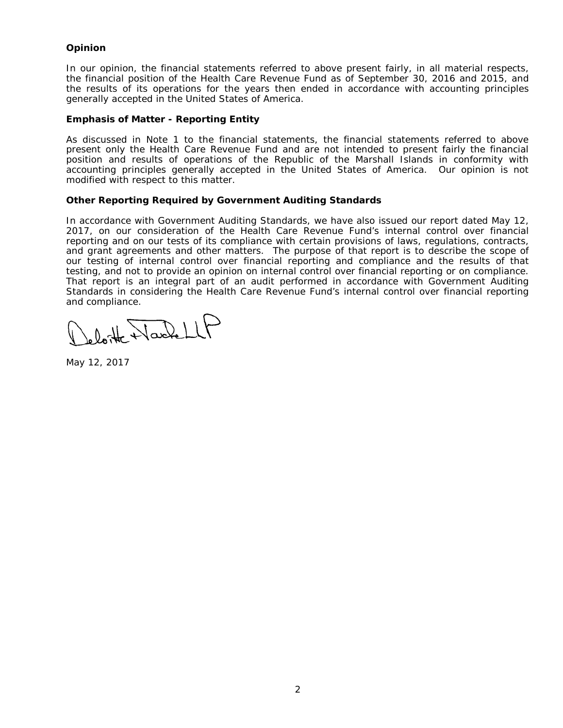### Opinion

In our opinion, the financial statements referred to above present fairly, in all material respects, the financial position of the Health Care Revenue Fund as of September 30, 2016 and 2015, and the results of its operations for the years then ended in accordance with accounting principles generally accepted in the United States of America.

### Emphasis of Matter - Reporting Entity

As discussed in Note 1 to the financial statements, the financial statements referred to above present only the Health Care Revenue Fund and are not intended to present fairly the financial position and results of operations of the Republic of the Marshall Islands in conformity with accounting principles generally accepted in the United States of America. Our opinion is not modified with respect to this matter.

### Other Reporting Required by Government Auditing Standards

In accordance with Government Auditing Standards, we have also issued our report dated May 12, 2017, on our consideration of the Health Care Revenue Fund's internal control over financial reporting and on our tests of its compliance with certain provisions of laws, regulations, contracts, and grant agreements and other matters. The purpose of that report is to describe the scope of our testing of internal control over financial reporting and compliance and the results of that testing, and not to provide an opinion on internal control over financial reporting or on compliance. That report is an integral part of an audit performed in accordance with Government Auditing Standards in considering the Health Care Revenue Fund's internal control over financial reporting and compliance.

Deloitte & Touche LLP

May 12, 2017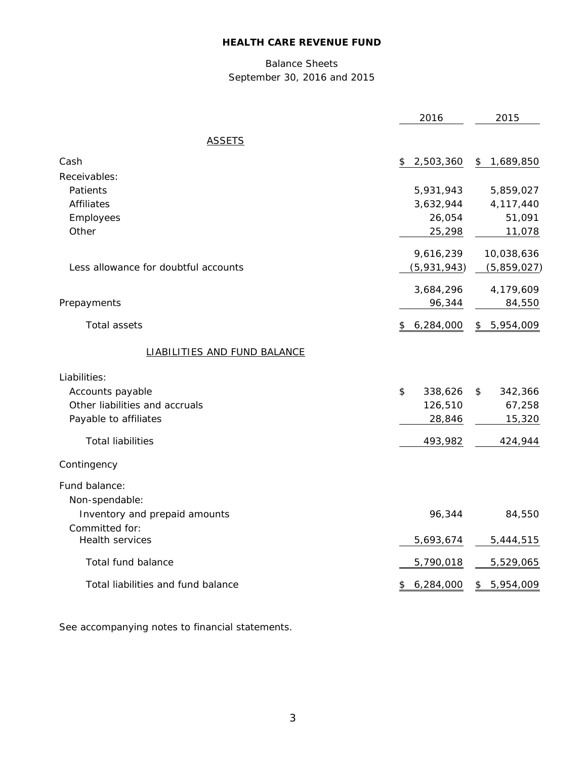# HEALTH CARE REVENUE FUND

Balance Sheets

September 30, 2016 and 2015

| | 2016 | 2015 |
|---|---|---|
| **ASSETS** | | |
| Cash | $ 2,503,360 | $ 1,689,850 |
| Receivables: | | |
| Patients | 5,931,943 | 5,859,027 |
| Affiliates | 3,632,944 | 4,117,440 |
| Employees | 26,054 | 51,091 |
| Other | 25,298 | 11,078 |
| | 9,616,239 | 10,038,636 |
| Less allowance for doubtful accounts | (5,931,943) | (5,859,027) |
| | 3,684,296 | 4,179,609 |
| Prepayments | 96,344 | 84,550 |
| Total assets | $ 6,284,000 | $ 5,954,009 |
| **LIABILITIES AND FUND BALANCE** | | |
| Liabilities: | | |
| Accounts payable | $ 338,626 | $ 342,366 |
| Other liabilities and accruals | 126,510 | 67,258 |
| Payable to affiliates | 28,846 | 15,320 |
| Total liabilities | 493,982 | 424,944 |
| Contingency | | |
| Fund balance: | | |
| Non-spendable: | | |
| Inventory and prepaid amounts | 96,344 | 84,550 |
| Committed for: | | |
| Health services | 5,693,674 | 5,444,515 |
| Total fund balance | 5,790,018 | 5,529,065 |
| Total liabilities and fund balance | $ 6,284,000 | $ 5,954,009 |

See accompanying notes to financial statements.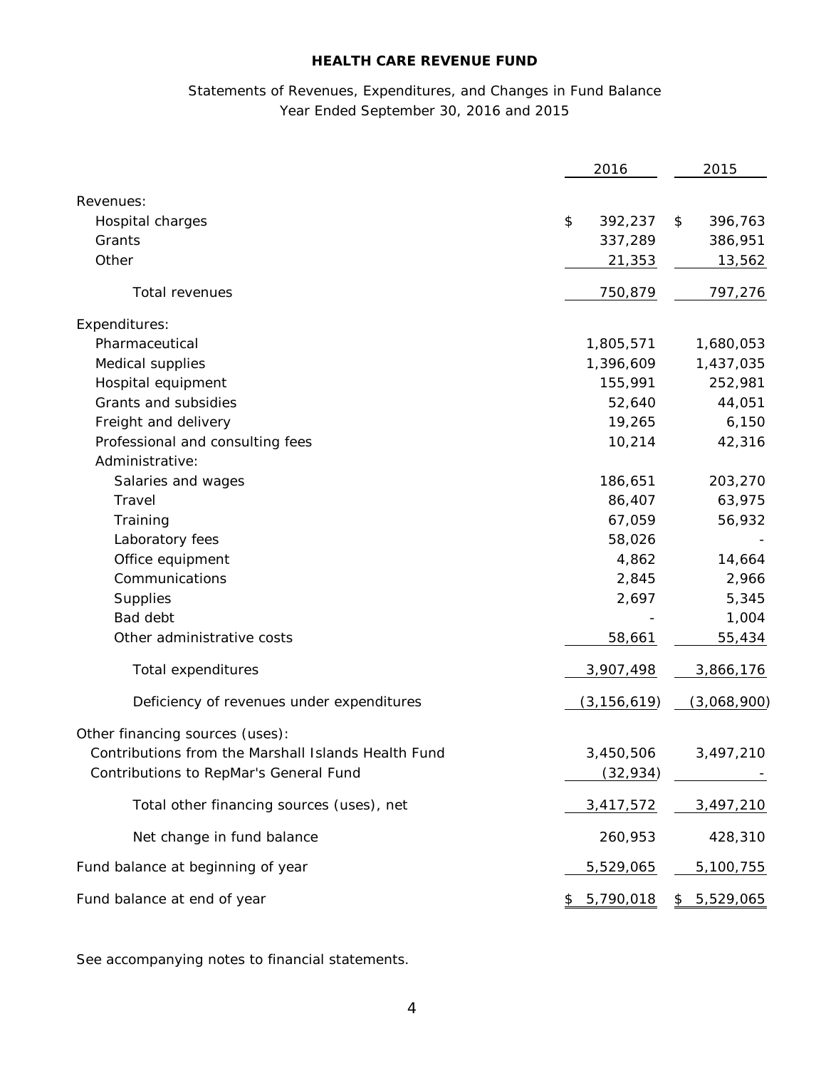**HEALTH CARE REVENUE FUND**

Statements of Revenues, Expenditures, and Changes in Fund Balance
Year Ended September 30, 2016 and 2015

| | 2016 | 2015 |
|---|---|---|
| Revenues: | | |
| Hospital charges | $ 392,237 | $ 396,763 |
| Grants | 337,289 | 386,951 |
| Other | 21,353 | 13,562 |
| Total revenues | 750,879 | 797,276 |
| Expenditures: | | |
| Pharmaceutical | 1,805,571 | 1,680,053 |
| Medical supplies | 1,396,609 | 1,437,035 |
| Hospital equipment | 155,991 | 252,981 |
| Grants and subsidies | 52,640 | 44,051 |
| Freight and delivery | 19,265 | 6,150 |
| Professional and consulting fees | 10,214 | 42,316 |
| Administrative: | | |
| Salaries and wages | 186,651 | 203,270 |
| Travel | 86,407 | 63,975 |
| Training | 67,059 | 56,932 |
| Laboratory fees | 58,026 | - |
| Office equipment | 4,862 | 14,664 |
| Communications | 2,845 | 2,966 |
| Supplies | 2,697 | 5,345 |
| Bad debt | - | 1,004 |
| Other administrative costs | 58,661 | 55,434 |
| Total expenditures | 3,907,498 | 3,866,176 |
| Deficiency of revenues under expenditures | (3,156,619) | (3,068,900) |
| Other financing sources (uses): | | |
| Contributions from the Marshall Islands Health Fund | 3,450,506 | 3,497,210 |
| Contributions to RepMar's General Fund | (32,934) | - |
| Total other financing sources (uses), net | 3,417,572 | 3,497,210 |
| Net change in fund balance | 260,953 | 428,310 |
| Fund balance at beginning of year | 5,529,065 | 5,100,755 |
| Fund balance at end of year | $ 5,790,018 | $ 5,529,065 |

See accompanying notes to financial statements.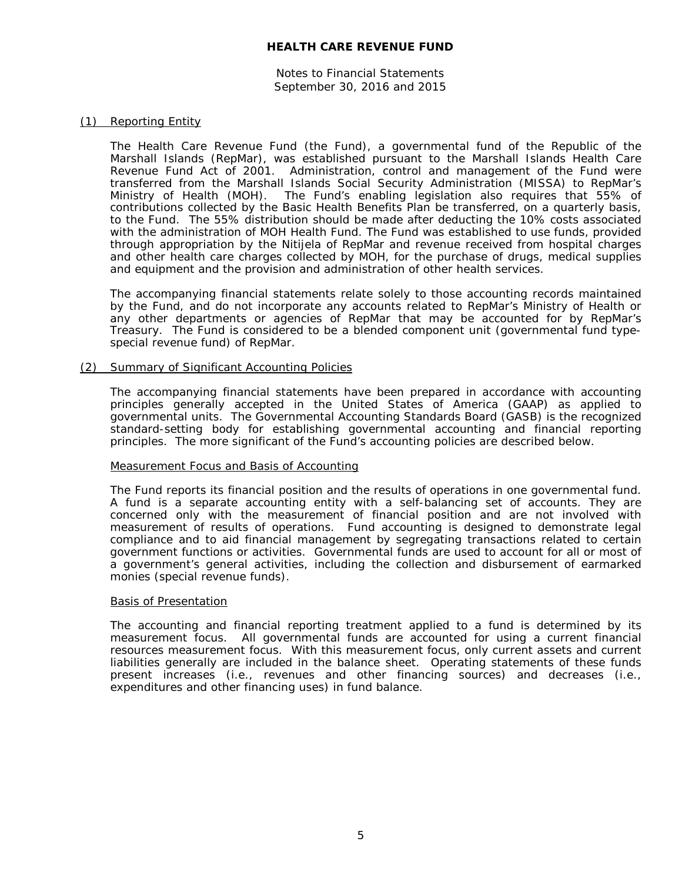# HEALTH CARE REVENUE FUND

Notes to Financial Statements
September 30, 2016 and 2015

## (1) Reporting Entity

The Health Care Revenue Fund (the Fund), a governmental fund of the Republic of the Marshall Islands (RepMar), was established pursuant to the Marshall Islands Health Care Revenue Fund Act of 2001. Administration, control and management of the Fund were transferred from the Marshall Islands Social Security Administration (MISSA) to RepMar's Ministry of Health (MOH). The Fund's enabling legislation also requires that 55% of contributions collected by the Basic Health Benefits Plan be transferred, on a quarterly basis, to the Fund. The 55% distribution should be made after deducting the 10% costs associated with the administration of MOH Health Fund. The Fund was established to use funds, provided through appropriation by the Nitijela of RepMar and revenue received from hospital charges and other health care charges collected by MOH, for the purchase of drugs, medical supplies and equipment and the provision and administration of other health services.

The accompanying financial statements relate solely to those accounting records maintained by the Fund, and do not incorporate any accounts related to RepMar's Ministry of Health or any other departments or agencies of RepMar that may be accounted for by RepMar's Treasury. The Fund is considered to be a blended component unit (governmental fund type-special revenue fund) of RepMar.

## (2) Summary of Significant Accounting Policies

The accompanying financial statements have been prepared in accordance with accounting principles generally accepted in the United States of America (GAAP) as applied to governmental units. The Governmental Accounting Standards Board (GASB) is the recognized standard-setting body for establishing governmental accounting and financial reporting principles. The more significant of the Fund's accounting policies are described below.

### Measurement Focus and Basis of Accounting

The Fund reports its financial position and the results of operations in one governmental fund. A fund is a separate accounting entity with a self-balancing set of accounts. They are concerned only with the measurement of financial position and are not involved with measurement of results of operations. Fund accounting is designed to demonstrate legal compliance and to aid financial management by segregating transactions related to certain government functions or activities. Governmental funds are used to account for all or most of a government's general activities, including the collection and disbursement of earmarked monies (special revenue funds).

### Basis of Presentation

The accounting and financial reporting treatment applied to a fund is determined by its measurement focus. All governmental funds are accounted for using a current financial resources measurement focus. With this measurement focus, only current assets and current liabilities generally are included in the balance sheet. Operating statements of these funds present increases (i.e., revenues and other financing sources) and decreases (i.e., expenditures and other financing uses) in fund balance.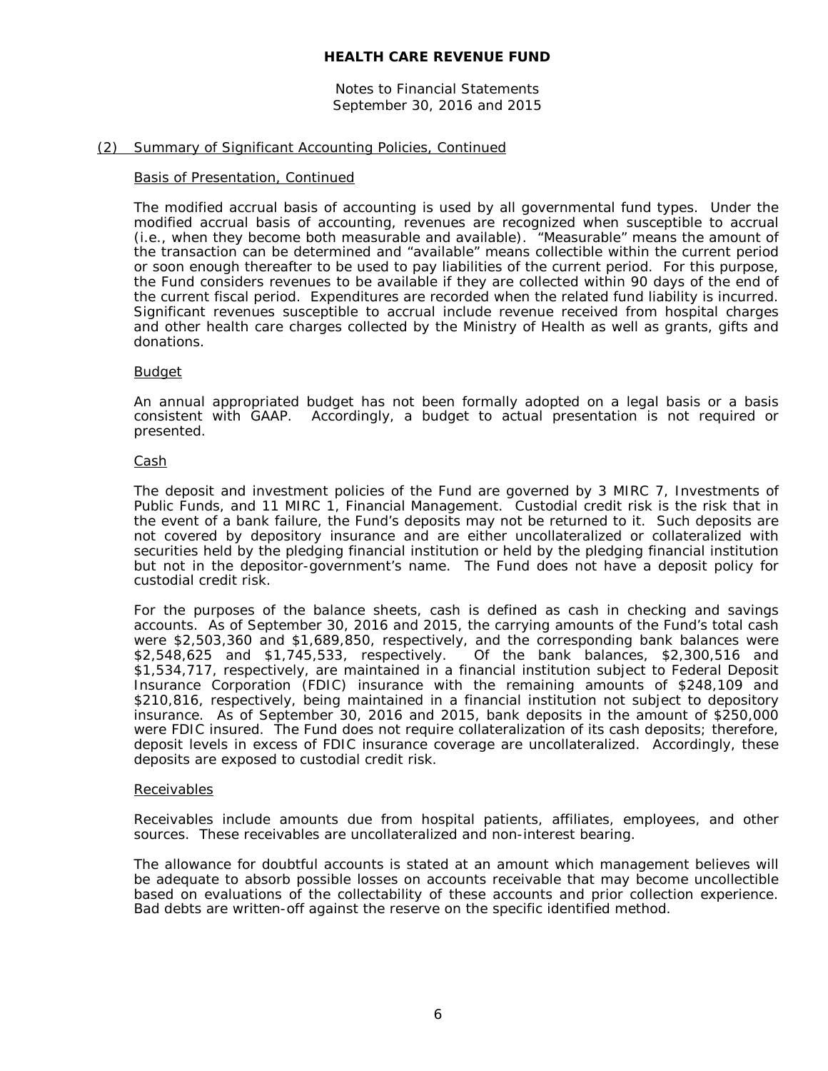## HEALTH CARE REVENUE FUND

Notes to Financial Statements
September 30, 2016 and 2015

### (2) Summary of Significant Accounting Policies, Continued

#### Basis of Presentation, Continued

The modified accrual basis of accounting is used by all governmental fund types. Under the modified accrual basis of accounting, revenues are recognized when susceptible to accrual (i.e., when they become both measurable and available). "Measurable" means the amount of the transaction can be determined and "available" means collectible within the current period or soon enough thereafter to be used to pay liabilities of the current period. For this purpose, the Fund considers revenues to be available if they are collected within 90 days of the end of the current fiscal period. Expenditures are recorded when the related fund liability is incurred. Significant revenues susceptible to accrual include revenue received from hospital charges and other health care charges collected by the Ministry of Health as well as grants, gifts and donations.

#### Budget

An annual appropriated budget has not been formally adopted on a legal basis or a basis consistent with GAAP. Accordingly, a budget to actual presentation is not required or presented.

#### Cash

The deposit and investment policies of the Fund are governed by 3 MIRC 7, Investments of Public Funds, and 11 MIRC 1, Financial Management. Custodial credit risk is the risk that in the event of a bank failure, the Fund's deposits may not be returned to it. Such deposits are not covered by depository insurance and are either uncollateralized or collateralized with securities held by the pledging financial institution or held by the pledging financial institution but not in the depositor-government's name. The Fund does not have a deposit policy for custodial credit risk.

For the purposes of the balance sheets, cash is defined as cash in checking and savings accounts. As of September 30, 2016 and 2015, the carrying amounts of the Fund's total cash were $2,503,360 and $1,689,850, respectively, and the corresponding bank balances were $2,548,625 and $1,745,533, respectively. Of the bank balances, $2,300,516 and $1,534,717, respectively, are maintained in a financial institution subject to Federal Deposit Insurance Corporation (FDIC) insurance with the remaining amounts of $248,109 and $210,816, respectively, being maintained in a financial institution not subject to depository insurance. As of September 30, 2016 and 2015, bank deposits in the amount of $250,000 were FDIC insured. The Fund does not require collateralization of its cash deposits; therefore, deposit levels in excess of FDIC insurance coverage are uncollateralized. Accordingly, these deposits are exposed to custodial credit risk.

#### Receivables

Receivables include amounts due from hospital patients, affiliates, employees, and other sources. These receivables are uncollateralized and non-interest bearing.

The allowance for doubtful accounts is stated at an amount which management believes will be adequate to absorb possible losses on accounts receivable that may become uncollectible based on evaluations of the collectability of these accounts and prior collection experience. Bad debts are written-off against the reserve on the specific identified method.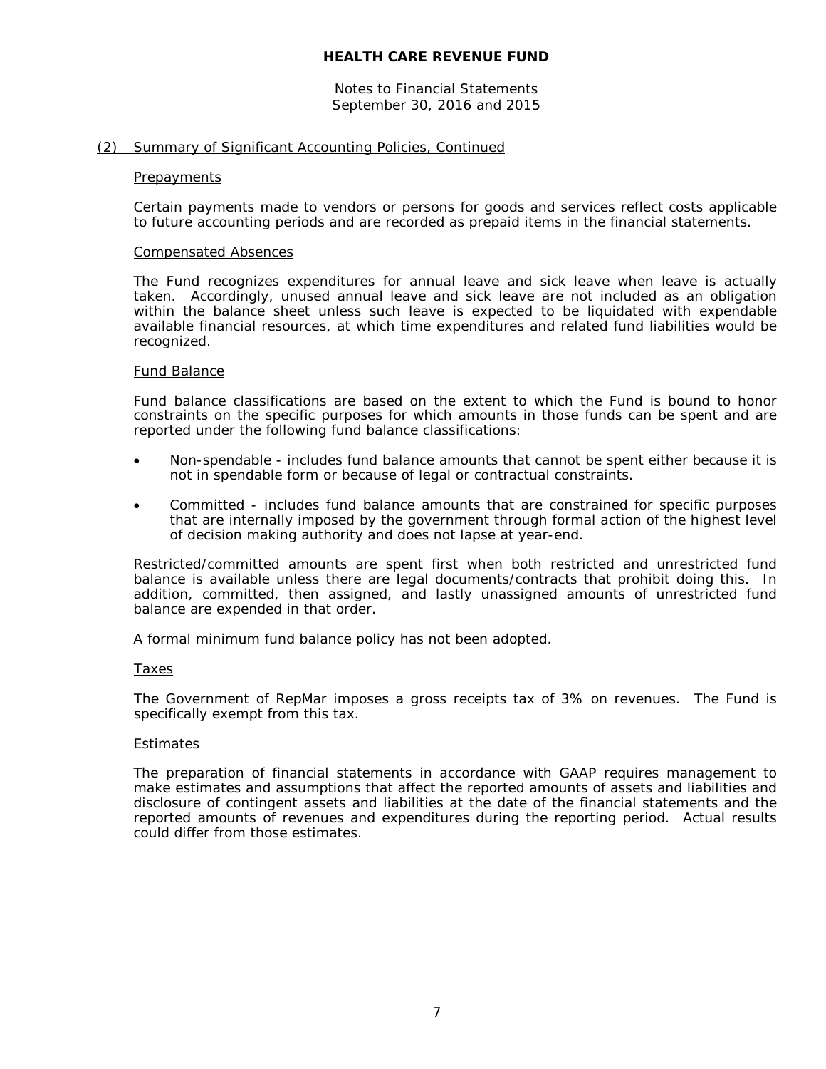# HEALTH CARE REVENUE FUND

Notes to Financial Statements
September 30, 2016 and 2015

## (2) Summary of Significant Accounting Policies, Continued

### Prepayments

Certain payments made to vendors or persons for goods and services reflect costs applicable to future accounting periods and are recorded as prepaid items in the financial statements.

### Compensated Absences

The Fund recognizes expenditures for annual leave and sick leave when leave is actually taken. Accordingly, unused annual leave and sick leave are not included as an obligation within the balance sheet unless such leave is expected to be liquidated with expendable available financial resources, at which time expenditures and related fund liabilities would be recognized.

### Fund Balance

Fund balance classifications are based on the extent to which the Fund is bound to honor constraints on the specific purposes for which amounts in those funds can be spent and are reported under the following fund balance classifications:

- Non-spendable - includes fund balance amounts that cannot be spent either because it is not in spendable form or because of legal or contractual constraints.
- Committed - includes fund balance amounts that are constrained for specific purposes that are internally imposed by the government through formal action of the highest level of decision making authority and does not lapse at year-end.

Restricted/committed amounts are spent first when both restricted and unrestricted fund balance is available unless there are legal documents/contracts that prohibit doing this. In addition, committed, then assigned, and lastly unassigned amounts of unrestricted fund balance are expended in that order.

A formal minimum fund balance policy has not been adopted.

### Taxes

The Government of RepMar imposes a gross receipts tax of 3% on revenues. The Fund is specifically exempt from this tax.

### Estimates

The preparation of financial statements in accordance with GAAP requires management to make estimates and assumptions that affect the reported amounts of assets and liabilities and disclosure of contingent assets and liabilities at the date of the financial statements and the reported amounts of revenues and expenditures during the reporting period. Actual results could differ from those estimates.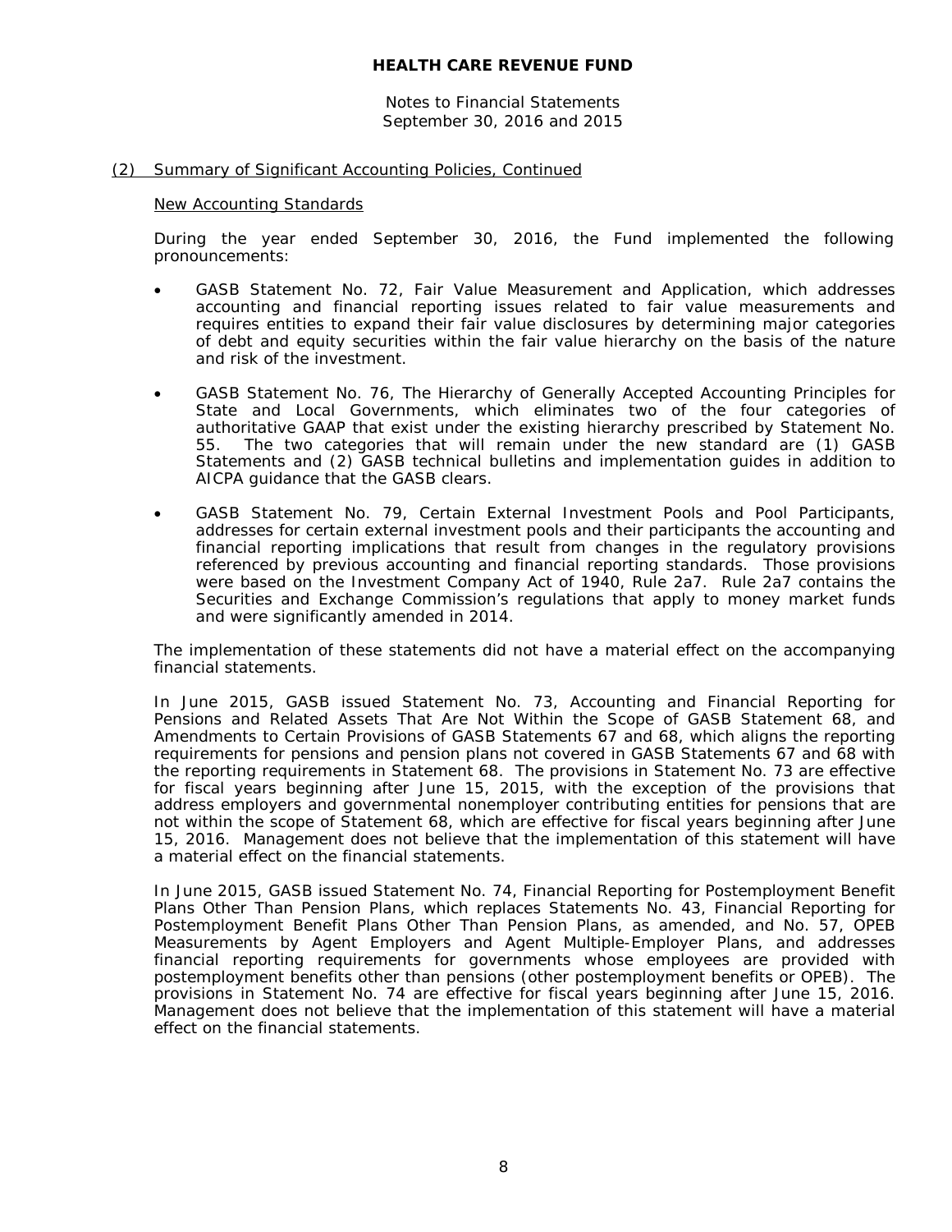## (2) Summary of Significant Accounting Policies, Continued

### New Accounting Standards

During the year ended September 30, 2016, the Fund implemented the following pronouncements:

- GASB Statement No. 72, Fair Value Measurement and Application, which addresses accounting and financial reporting issues related to fair value measurements and requires entities to expand their fair value disclosures by determining major categories of debt and equity securities within the fair value hierarchy on the basis of the nature and risk of the investment.

- GASB Statement No. 76, The Hierarchy of Generally Accepted Accounting Principles for State and Local Governments, which eliminates two of the four categories of authoritative GAAP that exist under the existing hierarchy prescribed by Statement No. 55. The two categories that will remain under the new standard are (1) GASB Statements and (2) GASB technical bulletins and implementation guides in addition to AICPA guidance that the GASB clears.

- GASB Statement No. 79, Certain External Investment Pools and Pool Participants, addresses for certain external investment pools and their participants the accounting and financial reporting implications that result from changes in the regulatory provisions referenced by previous accounting and financial reporting standards. Those provisions were based on the Investment Company Act of 1940, Rule 2a7. Rule 2a7 contains the Securities and Exchange Commission's regulations that apply to money market funds and were significantly amended in 2014.

The implementation of these statements did not have a material effect on the accompanying financial statements.

In June 2015, GASB issued Statement No. 73, Accounting and Financial Reporting for Pensions and Related Assets That Are Not Within the Scope of GASB Statement 68, and Amendments to Certain Provisions of GASB Statements 67 and 68, which aligns the reporting requirements for pensions and pension plans not covered in GASB Statements 67 and 68 with the reporting requirements in Statement 68. The provisions in Statement No. 73 are effective for fiscal years beginning after June 15, 2015, with the exception of the provisions that address employers and governmental nonemployer contributing entities for pensions that are not within the scope of Statement 68, which are effective for fiscal years beginning after June 15, 2016. Management does not believe that the implementation of this statement will have a material effect on the financial statements.

In June 2015, GASB issued Statement No. 74, Financial Reporting for Postemployment Benefit Plans Other Than Pension Plans, which replaces Statements No. 43, Financial Reporting for Postemployment Benefit Plans Other Than Pension Plans, as amended, and No. 57, OPEB Measurements by Agent Employers and Agent Multiple-Employer Plans, and addresses financial reporting requirements for governments whose employees are provided with postemployment benefits other than pensions (other postemployment benefits or OPEB). The provisions in Statement No. 74 are effective for fiscal years beginning after June 15, 2016. Management does not believe that the implementation of this statement will have a material effect on the financial statements.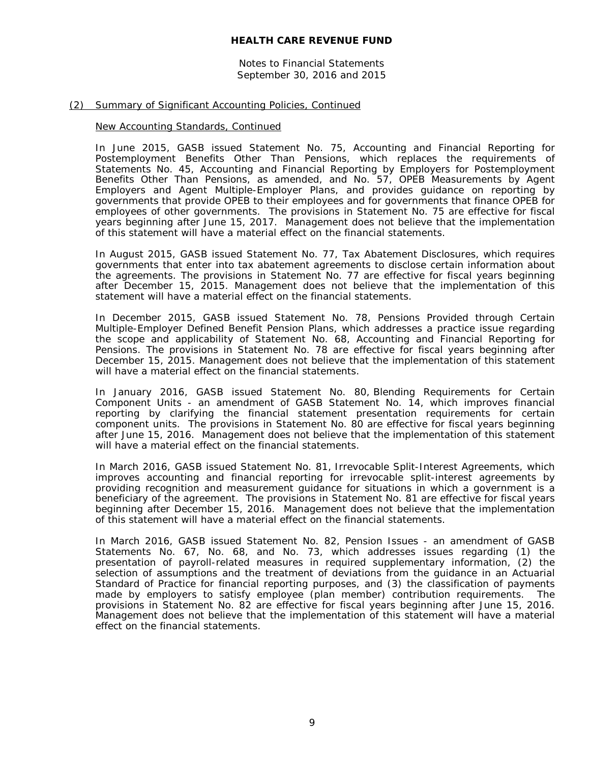## (2) Summary of Significant Accounting Policies, Continued

### New Accounting Standards, Continued

In June 2015, GASB issued Statement No. 75, Accounting and Financial Reporting for Postemployment Benefits Other Than Pensions, which replaces the requirements of Statements No. 45, Accounting and Financial Reporting by Employers for Postemployment Benefits Other Than Pensions, as amended, and No. 57, OPEB Measurements by Agent Employers and Agent Multiple-Employer Plans, and provides guidance on reporting by governments that provide OPEB to their employees and for governments that finance OPEB for employees of other governments. The provisions in Statement No. 75 are effective for fiscal years beginning after June 15, 2017. Management does not believe that the implementation of this statement will have a material effect on the financial statements.

In August 2015, GASB issued Statement No. 77, Tax Abatement Disclosures, which requires governments that enter into tax abatement agreements to disclose certain information about the agreements. The provisions in Statement No. 77 are effective for fiscal years beginning after December 15, 2015. Management does not believe that the implementation of this statement will have a material effect on the financial statements.

In December 2015, GASB issued Statement No. 78, Pensions Provided through Certain Multiple-Employer Defined Benefit Pension Plans, which addresses a practice issue regarding the scope and applicability of Statement No. 68, Accounting and Financial Reporting for Pensions. The provisions in Statement No. 78 are effective for fiscal years beginning after December 15, 2015. Management does not believe that the implementation of this statement will have a material effect on the financial statements.

In January 2016, GASB issued Statement No. 80, Blending Requirements for Certain Component Units - an amendment of GASB Statement No. 14, which improves financial reporting by clarifying the financial statement presentation requirements for certain component units. The provisions in Statement No. 80 are effective for fiscal years beginning after June 15, 2016. Management does not believe that the implementation of this statement will have a material effect on the financial statements.

In March 2016, GASB issued Statement No. 81, Irrevocable Split-Interest Agreements, which improves accounting and financial reporting for irrevocable split-interest agreements by providing recognition and measurement guidance for situations in which a government is a beneficiary of the agreement. The provisions in Statement No. 81 are effective for fiscal years beginning after December 15, 2016. Management does not believe that the implementation of this statement will have a material effect on the financial statements.

In March 2016, GASB issued Statement No. 82, Pension Issues - an amendment of GASB Statements No. 67, No. 68, and No. 73, which addresses issues regarding (1) the presentation of payroll-related measures in required supplementary information, (2) the selection of assumptions and the treatment of deviations from the guidance in an Actuarial Standard of Practice for financial reporting purposes, and (3) the classification of payments made by employers to satisfy employee (plan member) contribution requirements. The provisions in Statement No. 82 are effective for fiscal years beginning after June 15, 2016. Management does not believe that the implementation of this statement will have a material effect on the financial statements.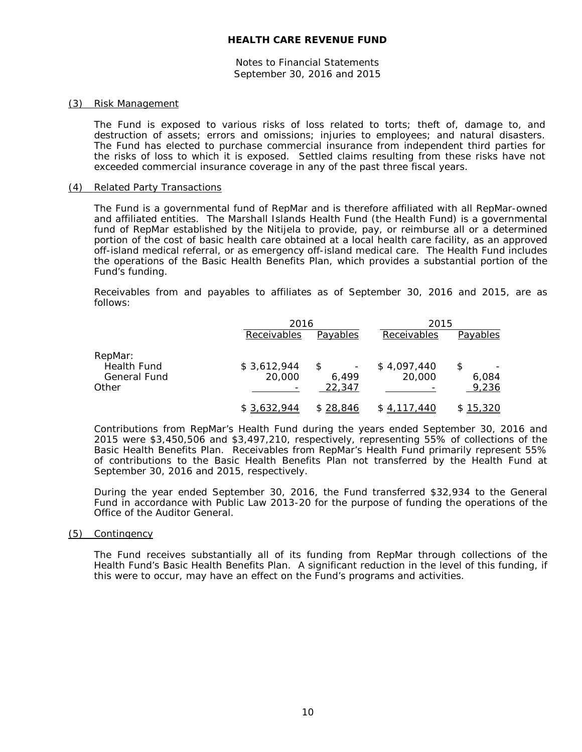# HEALTH CARE REVENUE FUND

Notes to Financial Statements
September 30, 2016 and 2015

## (3) Risk Management

The Fund is exposed to various risks of loss related to torts; theft of, damage to, and destruction of assets; errors and omissions; injuries to employees; and natural disasters. The Fund has elected to purchase commercial insurance from independent third parties for the risks of loss to which it is exposed. Settled claims resulting from these risks have not exceeded commercial insurance coverage in any of the past three fiscal years.

## (4) Related Party Transactions

The Fund is a governmental fund of RepMar and is therefore affiliated with all RepMar-owned and affiliated entities. The Marshall Islands Health Fund (the Health Fund) is a governmental fund of RepMar established by the Nitijela to provide, pay, or reimburse all or a determined portion of the cost of basic health care obtained at a local health care facility, as an approved off-island medical referral, or as emergency off-island medical care. The Health Fund includes the operations of the Basic Health Benefits Plan, which provides a substantial portion of the Fund's funding.

Receivables from and payables to affiliates as of September 30, 2016 and 2015, are as follows:

| | 2016 | | 2015 | |
|---|---|---|---|---|
| | Receivables | Payables | Receivables | Payables |
| RepMar: | | | | |
| Health Fund | $ 3,612,944 | $ - | $ 4,097,440 | $ - |
| General Fund | 20,000 | 6,499 | 20,000 | 6,084 |
| Other | - | 22,347 | - | 9,236 |
| | $ 3,632,944 | $ 28,846 | $ 4,117,440 | $ 15,320 |

Contributions from RepMar's Health Fund during the years ended September 30, 2016 and 2015 were $3,450,506 and $3,497,210, respectively, representing 55% of collections of the Basic Health Benefits Plan. Receivables from RepMar's Health Fund primarily represent 55% of contributions to the Basic Health Benefits Plan not transferred by the Health Fund at September 30, 2016 and 2015, respectively.

During the year ended September 30, 2016, the Fund transferred $32,934 to the General Fund in accordance with Public Law 2013-20 for the purpose of funding the operations of the Office of the Auditor General.

## (5) Contingency

The Fund receives substantially all of its funding from RepMar through collections of the Health Fund's Basic Health Benefits Plan. A significant reduction in the level of this funding, if this were to occur, may have an effect on the Fund's programs and activities.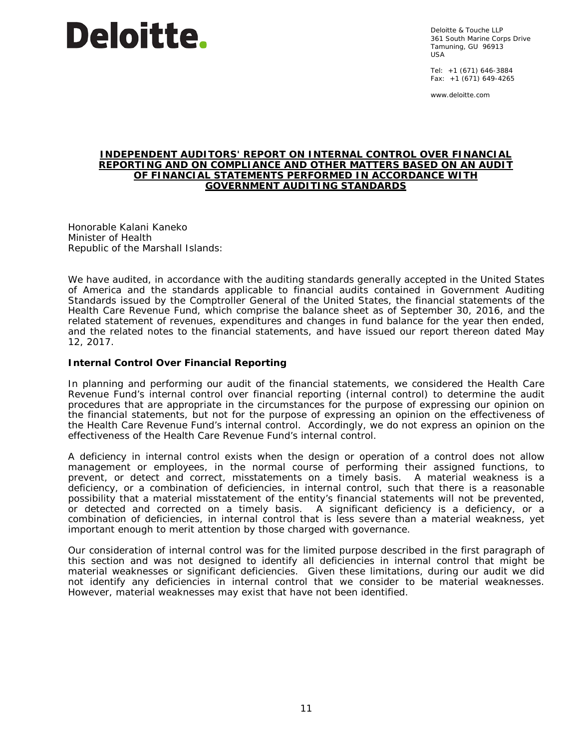**Deloitte.**

Deloitte & Touche LLP
361 South Marine Corps Drive
Tamuning, GU 96913
USA

Tel: +1 (671) 646-3884
Fax: +1 (671) 649-4265

www.deloitte.com

## INDEPENDENT AUDITORS' REPORT ON INTERNAL CONTROL OVER FINANCIAL REPORTING AND ON COMPLIANCE AND OTHER MATTERS BASED ON AN AUDIT OF FINANCIAL STATEMENTS PERFORMED IN ACCORDANCE WITH GOVERNMENT AUDITING STANDARDS

Honorable Kalani Kaneko
Minister of Health
Republic of the Marshall Islands:

We have audited, in accordance with the auditing standards generally accepted in the United States of America and the standards applicable to financial audits contained in Government Auditing Standards issued by the Comptroller General of the United States, the financial statements of the Health Care Revenue Fund, which comprise the balance sheet as of September 30, 2016, and the related statement of revenues, expenditures and changes in fund balance for the year then ended, and the related notes to the financial statements, and have issued our report thereon dated May 12, 2017.

**Internal Control Over Financial Reporting**

In planning and performing our audit of the financial statements, we considered the Health Care Revenue Fund's internal control over financial reporting (internal control) to determine the audit procedures that are appropriate in the circumstances for the purpose of expressing our opinion on the financial statements, but not for the purpose of expressing an opinion on the effectiveness of the Health Care Revenue Fund's internal control. Accordingly, we do not express an opinion on the effectiveness of the Health Care Revenue Fund's internal control.

A deficiency in internal control exists when the design or operation of a control does not allow management or employees, in the normal course of performing their assigned functions, to prevent, or detect and correct, misstatements on a timely basis. A material weakness is a deficiency, or a combination of deficiencies, in internal control, such that there is a reasonable possibility that a material misstatement of the entity's financial statements will not be prevented, or detected and corrected on a timely basis. A significant deficiency is a deficiency, or a combination of deficiencies, in internal control that is less severe than a material weakness, yet important enough to merit attention by those charged with governance.

Our consideration of internal control was for the limited purpose described in the first paragraph of this section and was not designed to identify all deficiencies in internal control that might be material weaknesses or significant deficiencies. Given these limitations, during our audit we did not identify any deficiencies in internal control that we consider to be material weaknesses. However, material weaknesses may exist that have not been identified.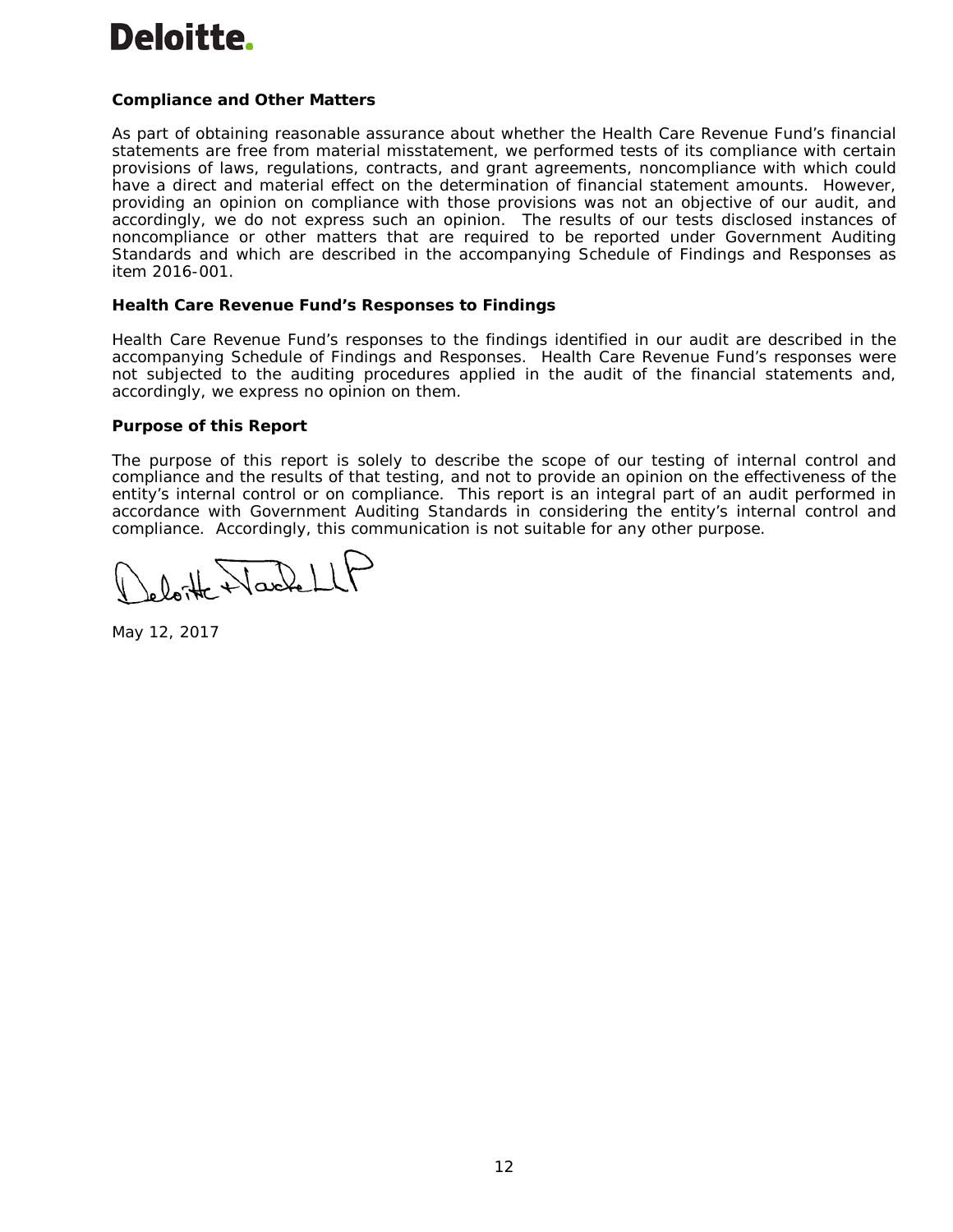Deloitte.

**Compliance and Other Matters**

As part of obtaining reasonable assurance about whether the Health Care Revenue Fund's financial statements are free from material misstatement, we performed tests of its compliance with certain provisions of laws, regulations, contracts, and grant agreements, noncompliance with which could have a direct and material effect on the determination of financial statement amounts. However, providing an opinion on compliance with those provisions was not an objective of our audit, and accordingly, we do not express such an opinion. The results of our tests disclosed instances of noncompliance or other matters that are required to be reported under Government Auditing Standards and which are described in the accompanying Schedule of Findings and Responses as item 2016-001.

**Health Care Revenue Fund's Responses to Findings**

Health Care Revenue Fund's responses to the findings identified in our audit are described in the accompanying Schedule of Findings and Responses. Health Care Revenue Fund's responses were not subjected to the auditing procedures applied in the audit of the financial statements and, accordingly, we express no opinion on them.

**Purpose of this Report**

The purpose of this report is solely to describe the scope of our testing of internal control and compliance and the results of that testing, and not to provide an opinion on the effectiveness of the entity's internal control or on compliance. This report is an integral part of an audit performed in accordance with Government Auditing Standards in considering the entity's internal control and compliance. Accordingly, this communication is not suitable for any other purpose.

Deloitte & Touche LLP

May 12, 2017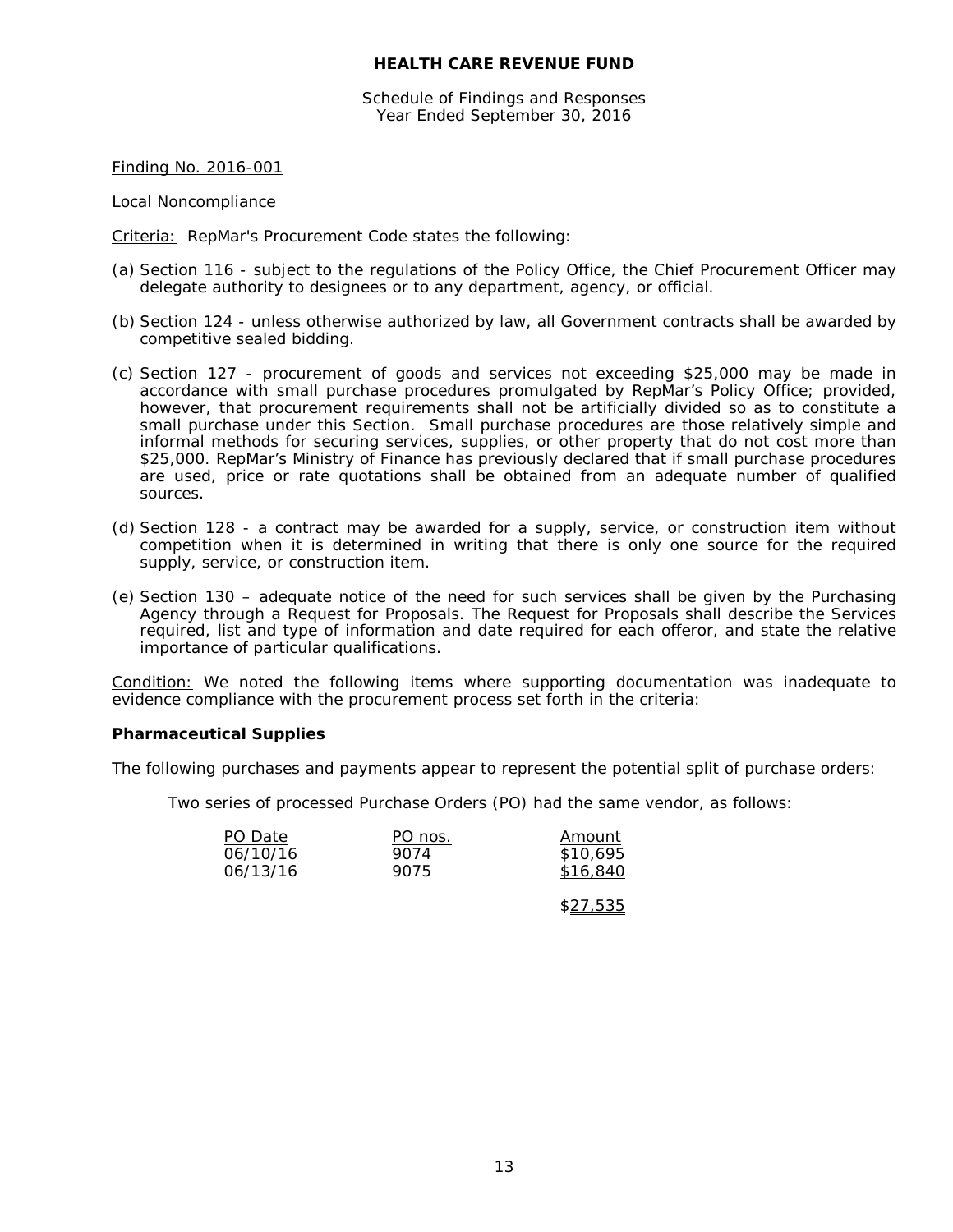# HEALTH CARE REVENUE FUND

Schedule of Findings and Responses
Year Ended September 30, 2016

Finding No. 2016-001

Local Noncompliance

Criteria: RepMar's Procurement Code states the following:

(a) Section 116 - subject to the regulations of the Policy Office, the Chief Procurement Officer may delegate authority to designees or to any department, agency, or official.

(b) Section 124 - unless otherwise authorized by law, all Government contracts shall be awarded by competitive sealed bidding.

(c) Section 127 - procurement of goods and services not exceeding $25,000 may be made in accordance with small purchase procedures promulgated by RepMar's Policy Office; provided, however, that procurement requirements shall not be artificially divided so as to constitute a small purchase under this Section. Small purchase procedures are those relatively simple and informal methods for securing services, supplies, or other property that do not cost more than $25,000. RepMar's Ministry of Finance has previously declared that if small purchase procedures are used, price or rate quotations shall be obtained from an adequate number of qualified sources.

(d) Section 128 - a contract may be awarded for a supply, service, or construction item without competition when it is determined in writing that there is only one source for the required supply, service, or construction item.

(e) Section 130 – adequate notice of the need for such services shall be given by the Purchasing Agency through a Request for Proposals. The Request for Proposals shall describe the Services required, list and type of information and date required for each offeror, and state the relative importance of particular qualifications.

Condition: We noted the following items where supporting documentation was inadequate to evidence compliance with the procurement process set forth in the criteria:

**Pharmaceutical Supplies**

The following purchases and payments appear to represent the potential split of purchase orders:

Two series of processed Purchase Orders (PO) had the same vendor, as follows:

| PO Date | PO nos. | Amount |
|---|---|---|
| 06/10/16 | 9074 | $10,695 |
| 06/13/16 | 9075 | $16,840 |
| | | $27,535 |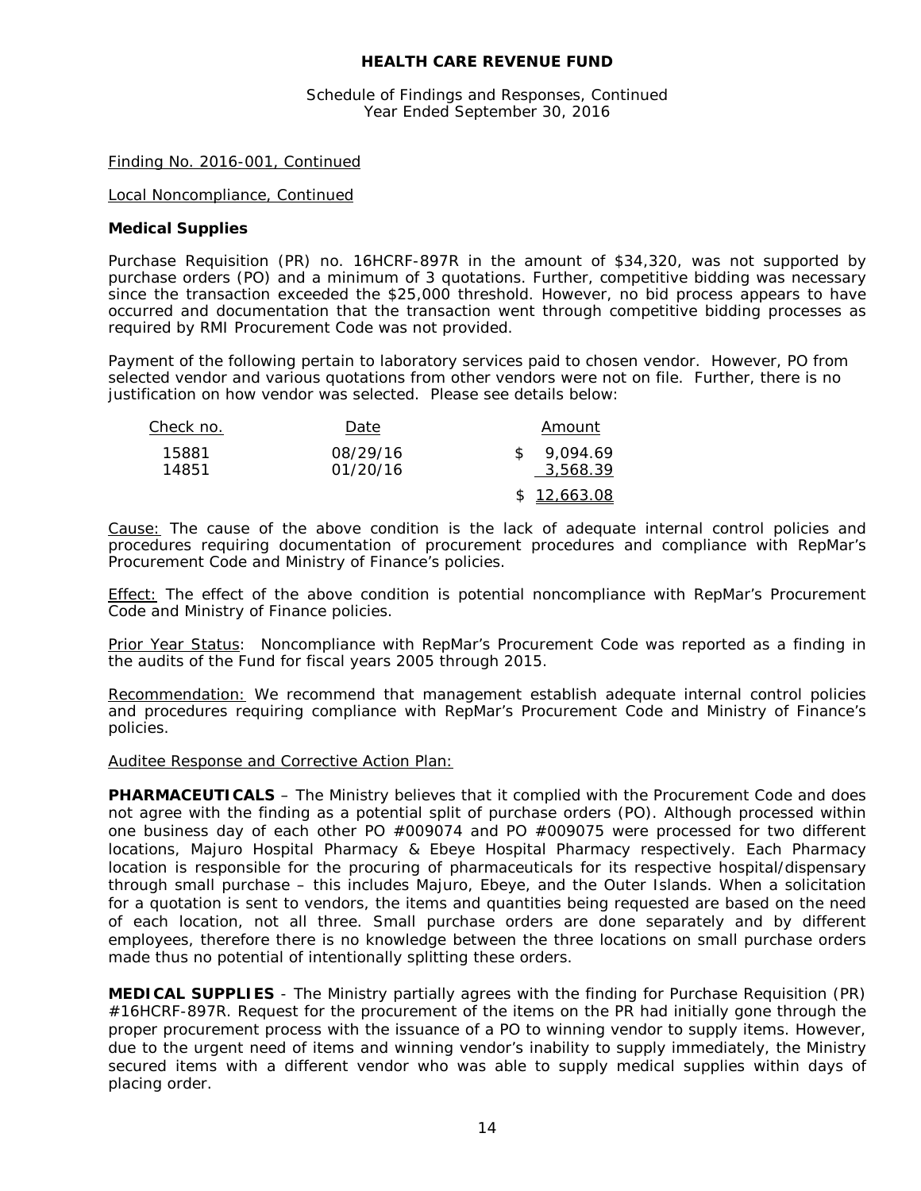## HEALTH CARE REVENUE FUND

Schedule of Findings and Responses, Continued
Year Ended September 30, 2016

Finding No. 2016-001, Continued

Local Noncompliance, Continued

**Medical Supplies**

Purchase Requisition (PR) no. 16HCRF-897R in the amount of $34,320, was not supported by purchase orders (PO) and a minimum of 3 quotations. Further, competitive bidding was necessary since the transaction exceeded the $25,000 threshold. However, no bid process appears to have occurred and documentation that the transaction went through competitive bidding processes as required by RMI Procurement Code was not provided.

Payment of the following pertain to laboratory services paid to chosen vendor. However, PO from selected vendor and various quotations from other vendors were not on file. Further, there is no justification on how vendor was selected. Please see details below:

| Check no. | Date | Amount |
|---|---|---|
| 15881 | 08/29/16 | $ 9,094.69 |
| 14851 | 01/20/16 | 3,568.39 |
| | | $ 12,663.08 |

Cause: The cause of the above condition is the lack of adequate internal control policies and procedures requiring documentation of procurement procedures and compliance with RepMar's Procurement Code and Ministry of Finance's policies.

Effect: The effect of the above condition is potential noncompliance with RepMar's Procurement Code and Ministry of Finance policies.

Prior Year Status: Noncompliance with RepMar's Procurement Code was reported as a finding in the audits of the Fund for fiscal years 2005 through 2015.

Recommendation: We recommend that management establish adequate internal control policies and procedures requiring compliance with RepMar's Procurement Code and Ministry of Finance's policies.

Auditee Response and Corrective Action Plan:

**PHARMACEUTICALS** – The Ministry believes that it complied with the Procurement Code and does not agree with the finding as a potential split of purchase orders (PO). Although processed within one business day of each other PO #009074 and PO #009075 were processed for two different locations, Majuro Hospital Pharmacy & Ebeye Hospital Pharmacy respectively. Each Pharmacy location is responsible for the procuring of pharmaceuticals for its respective hospital/dispensary through small purchase – this includes Majuro, Ebeye, and the Outer Islands. When a solicitation for a quotation is sent to vendors, the items and quantities being requested are based on the need of each location, not all three. Small purchase orders are done separately and by different employees, therefore there is no knowledge between the three locations on small purchase orders made thus no potential of intentionally splitting these orders.

**MEDICAL SUPPLIES** - The Ministry partially agrees with the finding for Purchase Requisition (PR) #16HCRF-897R. Request for the procurement of the items on the PR had initially gone through the proper procurement process with the issuance of a PO to winning vendor to supply items. However, due to the urgent need of items and winning vendor's inability to supply immediately, the Ministry secured items with a different vendor who was able to supply medical supplies within days of placing order.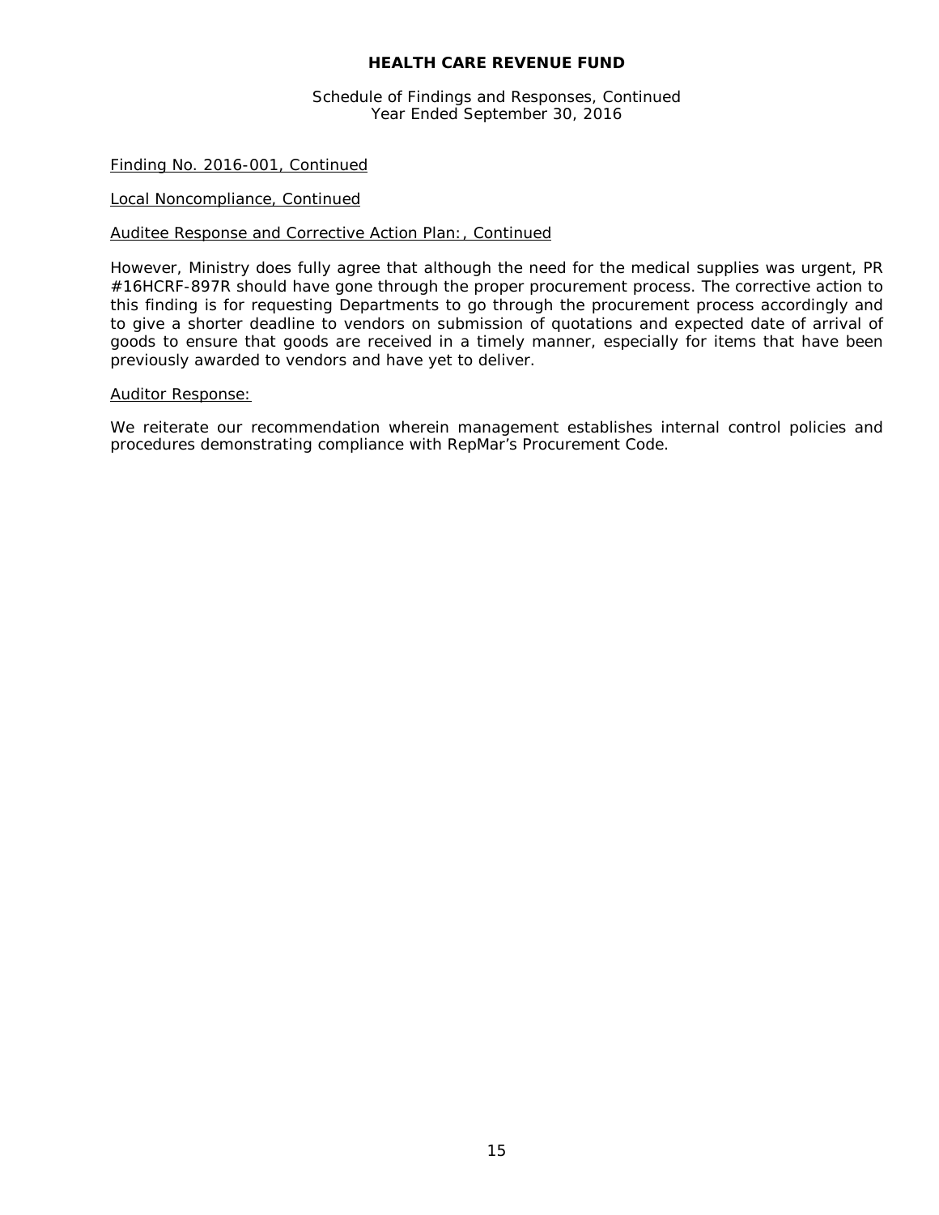# HEALTH CARE REVENUE FUND

Schedule of Findings and Responses, Continued
Year Ended September 30, 2016

Finding No. 2016-001, Continued

Local Noncompliance, Continued

Auditee Response and Corrective Action Plan:, Continued

However, Ministry does fully agree that although the need for the medical supplies was urgent, PR #16HCRF-897R should have gone through the proper procurement process. The corrective action to this finding is for requesting Departments to go through the procurement process accordingly and to give a shorter deadline to vendors on submission of quotations and expected date of arrival of goods to ensure that goods are received in a timely manner, especially for items that have been previously awarded to vendors and have yet to deliver.

Auditor Response:

We reiterate our recommendation wherein management establishes internal control policies and procedures demonstrating compliance with RepMar's Procurement Code.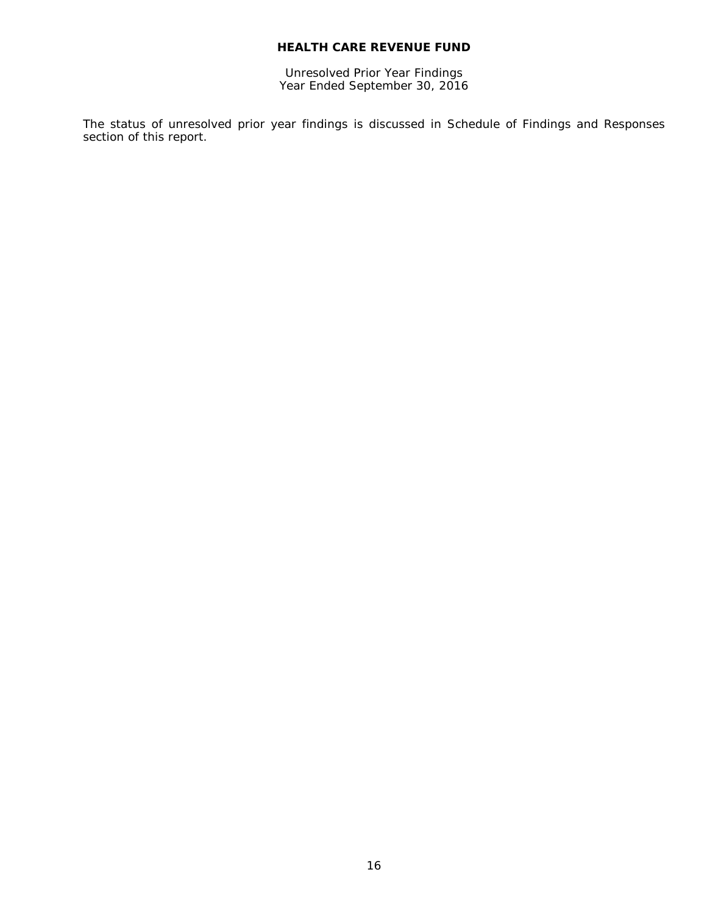# HEALTH CARE REVENUE FUND

Unresolved Prior Year Findings
Year Ended September 30, 2016

The status of unresolved prior year findings is discussed in Schedule of Findings and Responses section of this report.